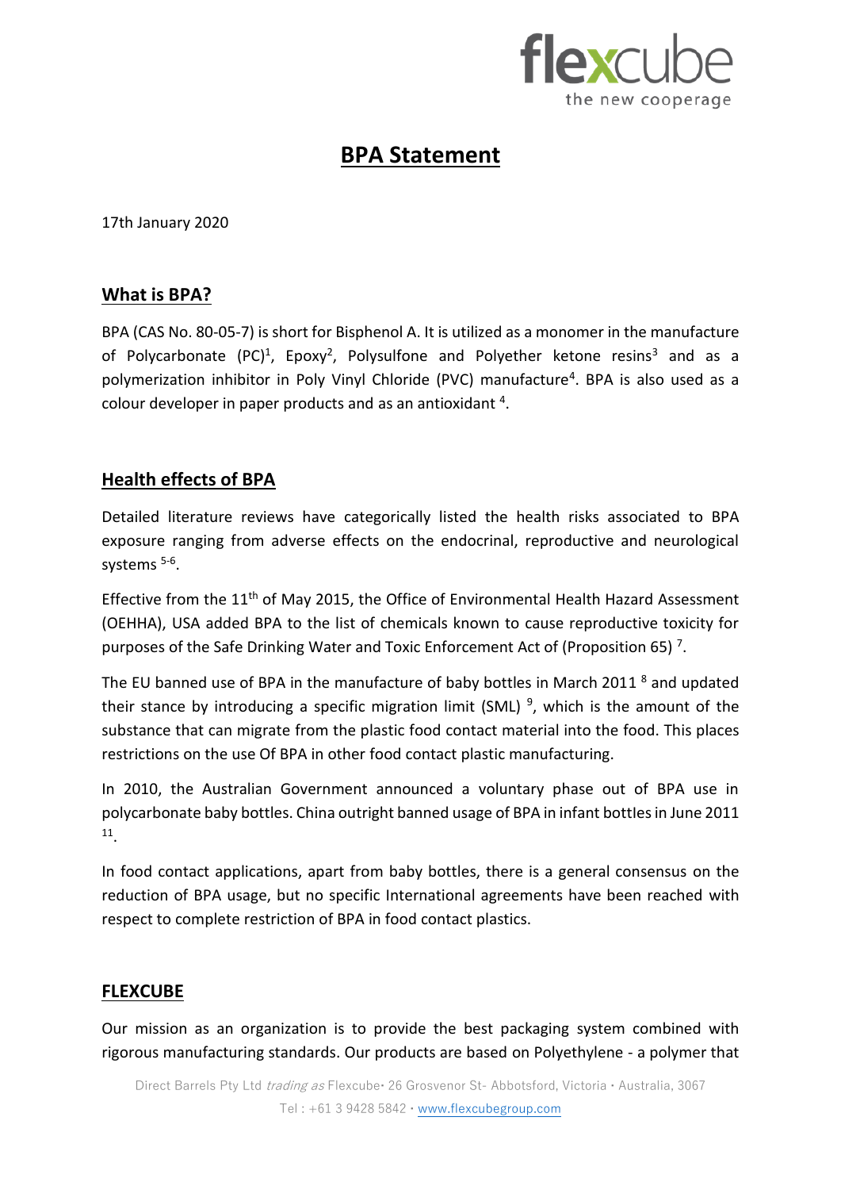# BPA Statement

17th January 2020

## What is BPA?

BPA (CAS No. 80-05-7) is short for Bisphenol A. It is utilized as a monomer in the manufacture of Polycarbonate (PC)[1], Epoxy[2], Polysulfone and Polyether ketone resins[3] and as a polymerization inhibitor in Poly Vinyl Chloride (PVC) manufacture[4]. BPA is also used as a colour developer in paper products and as an antioxidant [4].

## Health effects of BPA

Detailed literature reviews have categorically listed the health risks associated to BPA exposure ranging from adverse effects on the endocrinal, reproductive and neurological systems [5-6].

Effective from the 11th of May 2015, the Office of Environmental Health Hazard Assessment (OEHHA), USA added BPA to the list of chemicals known to cause reproductive toxicity for purposes of the Safe Drinking Water and Toxic Enforcement Act of (Proposition 65) [7].

The EU banned use of BPA in the manufacture of baby bottles in March 2011 [8] and updated their stance by introducing a specific migration limit (SML) [9], which is the amount of the substance that can migrate from the plastic food contact material into the food. This places restrictions on the use Of BPA in other food contact plastic manufacturing.

In 2010, the Australian Government announced a voluntary phase out of BPA use in polycarbonate baby bottles. China outright banned usage of BPA in infant bottles in June 2011 [11].

In food contact applications, apart from baby bottles, there is a general consensus on the reduction of BPA usage, but no specific International agreements have been reached with respect to complete restriction of BPA in food contact plastics.

## FLEXCUBE

Our mission as an organization is to provide the best packaging system combined with rigorous manufacturing standards. Our products are based on Polyethylene - a polymer that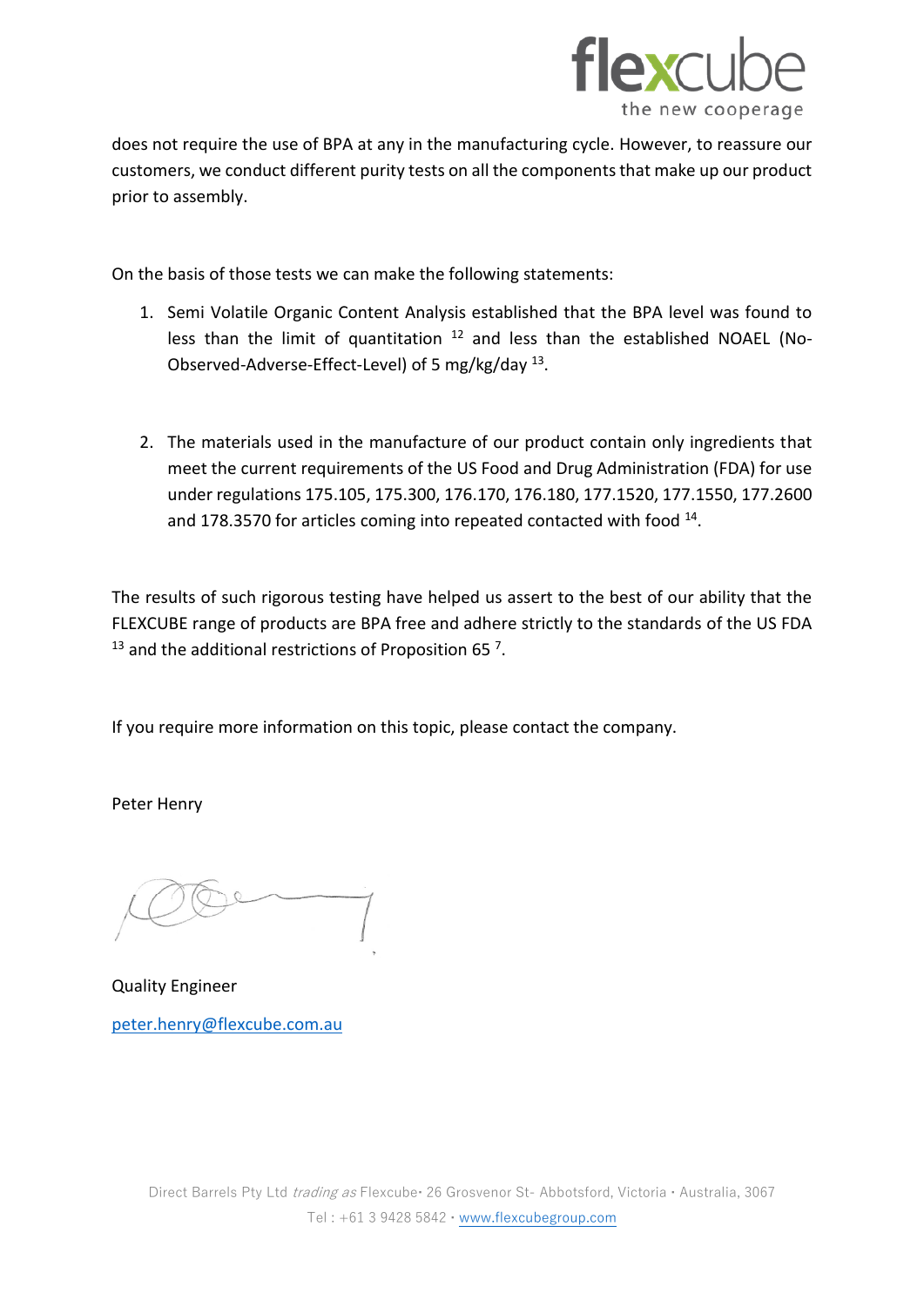does not require the use of BPA at any in the manufacturing cycle. However, to reassure our customers, we conduct different purity tests on all the components that make up our product prior to assembly.

On the basis of those tests we can make the following statements:

1. Semi Volatile Organic Content Analysis established that the BPA level was found to less than the limit of quantitation [12] and less than the established NOAEL (No-Observed-Adverse-Effect-Level) of 5 mg/kg/day [13].

2. The materials used in the manufacture of our product contain only ingredients that meet the current requirements of the US Food and Drug Administration (FDA) for use under regulations 175.105, 175.300, 176.170, 176.180, 177.1520, 177.1550, 177.2600 and 178.3570 for articles coming into repeated contacted with food [14].

The results of such rigorous testing have helped us assert to the best of our ability that the FLEXCUBE range of products are BPA free and adhere strictly to the standards of the US FDA [13] and the additional restrictions of Proposition 65 [7].

If you require more information on this topic, please contact the company.

Peter Henry

Quality Engineer

peter.henry@flexcube.com.au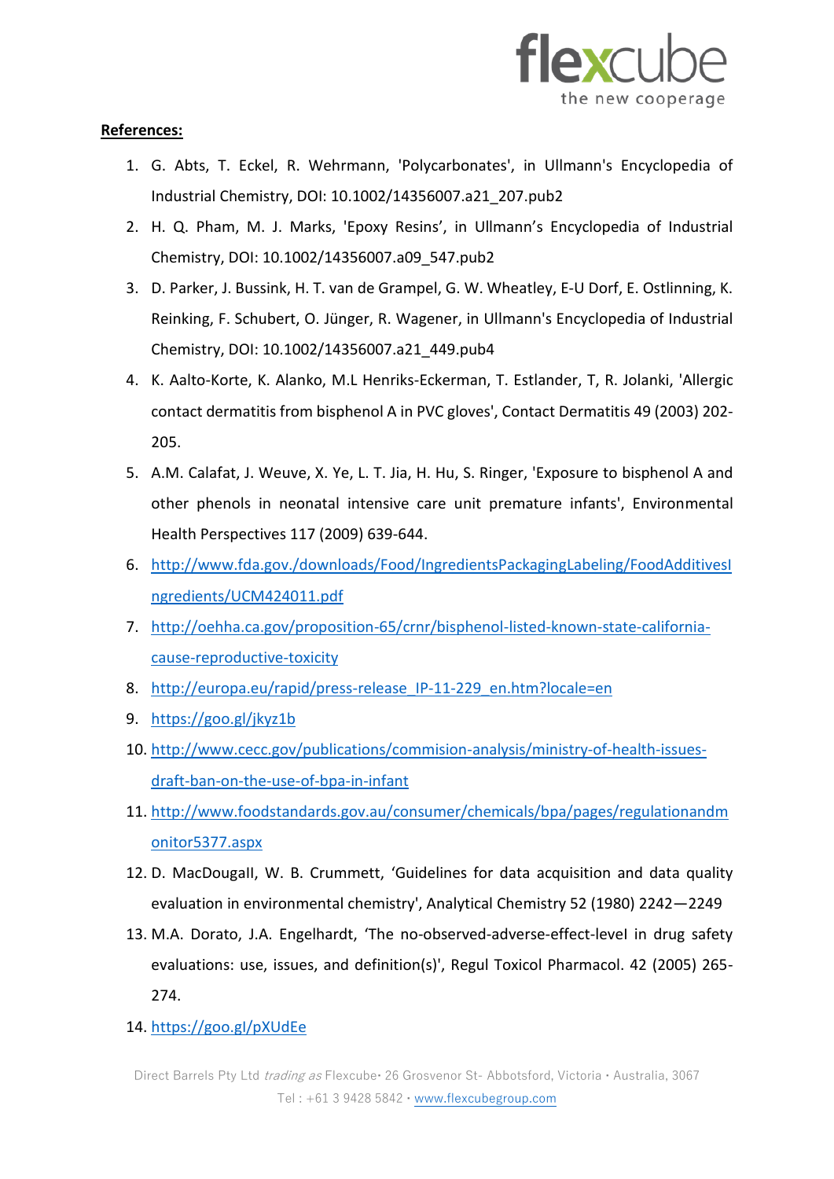**References:**

1. G. Abts, T. Eckel, R. Wehrmann, 'Polycarbonates', in Ullmann's Encyclopedia of Industrial Chemistry, DOI: 10.1002/14356007.a21_207.pub2
2. H. Q. Pham, M. J. Marks, 'Epoxy Resins', in Ullmann's Encyclopedia of Industrial Chemistry, DOI: 10.1002/14356007.a09_547.pub2
3. D. Parker, J. Bussink, H. T. van de Grampel, G. W. Wheatley, E-U Dorf, E. Ostlinning, K. Reinking, F. Schubert, O. Jünger, R. Wagener, in Ullmann's Encyclopedia of Industrial Chemistry, DOI: 10.1002/14356007.a21_449.pub4
4. K. Aalto-Korte, K. Alanko, M.L Henriks-Eckerman, T. Estlander, T, R. Jolanki, 'Allergic contact dermatitis from bisphenol A in PVC gloves', Contact Dermatitis 49 (2003) 202-205.
5. A.M. Calafat, J. Weuve, X. Ye, L. T. Jia, H. Hu, S. Ringer, 'Exposure to bisphenol A and other phenols in neonatal intensive care unit premature infants', Environmental Health Perspectives 117 (2009) 639-644.
6. http://www.fda.gov./downloads/Food/IngredientsPackagingLabeling/FoodAdditivesIngredients/UCM424011.pdf
7. http://oehha.ca.gov/proposition-65/crnr/bisphenol-listed-known-state-california-cause-reproductive-toxicity
8. http://europa.eu/rapid/press-release_IP-11-229_en.htm?locale=en
9. https://goo.gl/jkyz1b
10. http://www.cecc.gov/publications/commision-analysis/ministry-of-health-issues-draft-ban-on-the-use-of-bpa-in-infant
11. http://www.foodstandards.gov.au/consumer/chemicals/bpa/pages/regulationandmonitor5377.aspx
12. D. MacDougall, W. B. Crummett, 'Guidelines for data acquisition and data quality evaluation in environmental chemistry', Analytical Chemistry 52 (1980) 2242—2249
13. M.A. Dorato, J.A. Engelhardt, 'The no-observed-adverse-effect-level in drug safety evaluations: use, issues, and definition(s)', Regul Toxicol Pharmacol. 42 (2005) 265-274.
14. https://goo.gl/pXUdEe